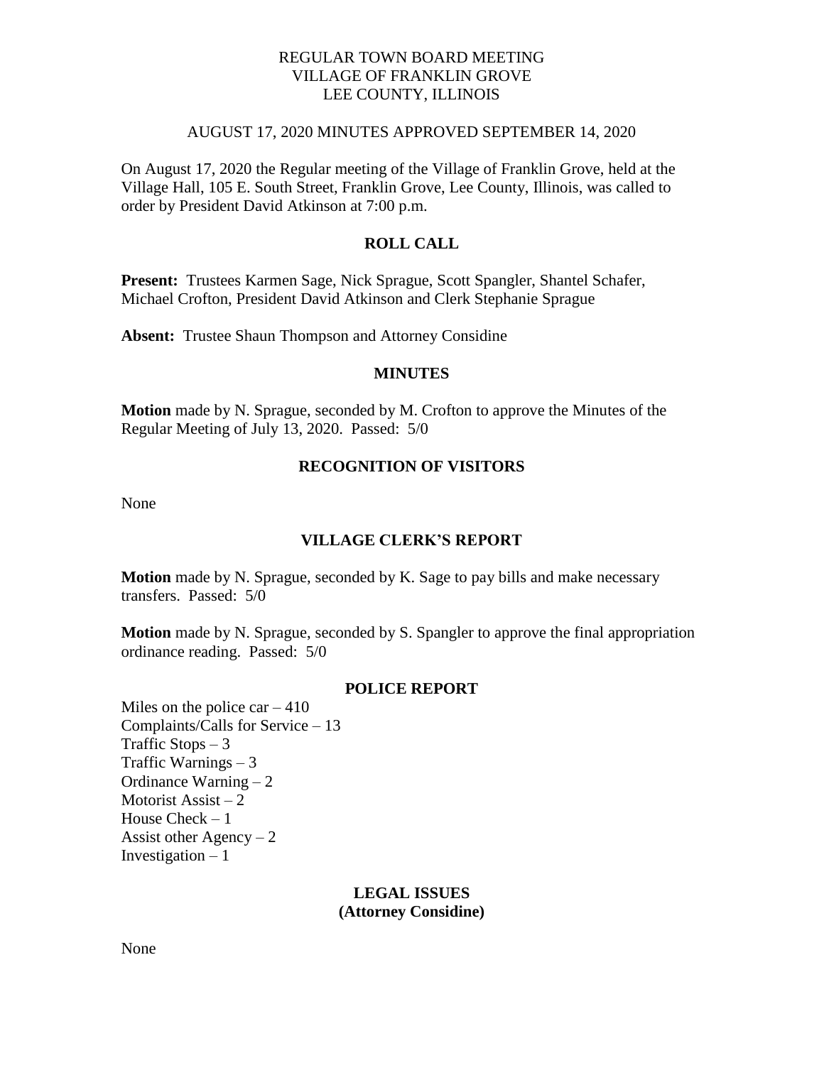REGULAR TOWN BOARD MEETING
VILLAGE OF FRANKLIN GROVE
LEE COUNTY, ILLINOIS

AUGUST 17, 2020 MINUTES APPROVED SEPTEMBER 14, 2020

On August 17, 2020 the Regular meeting of the Village of Franklin Grove, held at the Village Hall, 105 E. South Street, Franklin Grove, Lee County, Illinois, was called to order by President David Atkinson at 7:00 p.m.

## ROLL CALL

**Present:** Trustees Karmen Sage, Nick Sprague, Scott Spangler, Shantel Schafer, Michael Crofton, President David Atkinson and Clerk Stephanie Sprague

**Absent:** Trustee Shaun Thompson and Attorney Considine

## MINUTES

**Motion** made by N. Sprague, seconded by M. Crofton to approve the Minutes of the Regular Meeting of July 13, 2020. Passed: 5/0

## RECOGNITION OF VISITORS

None

## VILLAGE CLERK'S REPORT

**Motion** made by N. Sprague, seconded by K. Sage to pay bills and make necessary transfers. Passed: 5/0

**Motion** made by N. Sprague, seconded by S. Spangler to approve the final appropriation ordinance reading. Passed: 5/0

## POLICE REPORT

Miles on the police car – 410
Complaints/Calls for Service – 13
Traffic Stops – 3
Traffic Warnings – 3
Ordinance Warning – 2
Motorist Assist – 2
House Check – 1
Assist other Agency – 2
Investigation – 1

## LEGAL ISSUES
## (Attorney Considine)

None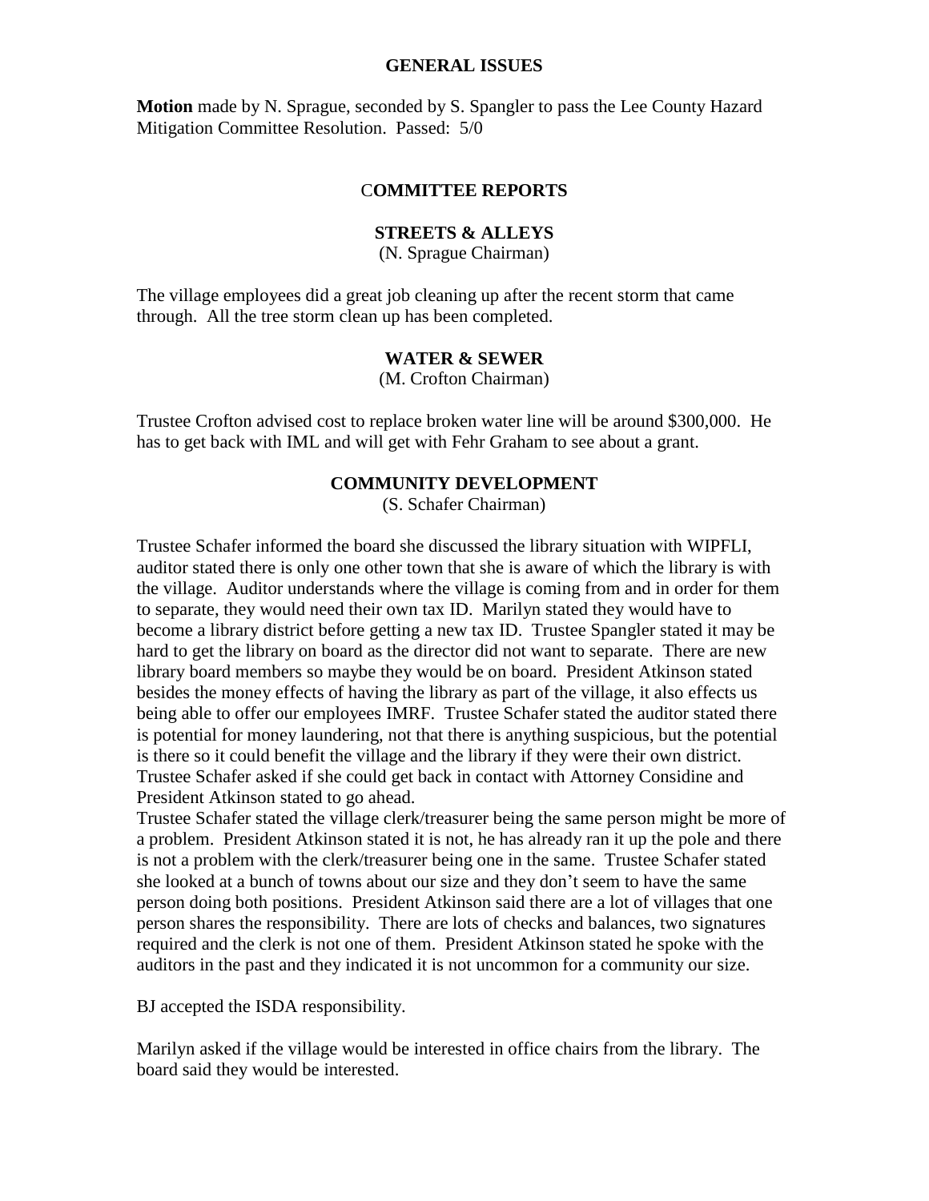## GENERAL ISSUES

**Motion** made by N. Sprague, seconded by S. Spangler to pass the Lee County Hazard Mitigation Committee Resolution. Passed: 5/0

## COMMITTEE REPORTS

### STREETS & ALLEYS

(N. Sprague Chairman)

The village employees did a great job cleaning up after the recent storm that came through. All the tree storm clean up has been completed.

### WATER & SEWER

(M. Crofton Chairman)

Trustee Crofton advised cost to replace broken water line will be around $300,000. He has to get back with IML and will get with Fehr Graham to see about a grant.

### COMMUNITY DEVELOPMENT

(S. Schafer Chairman)

Trustee Schafer informed the board she discussed the library situation with WIPFLI, auditor stated there is only one other town that she is aware of which the library is with the village. Auditor understands where the village is coming from and in order for them to separate, they would need their own tax ID. Marilyn stated they would have to become a library district before getting a new tax ID. Trustee Spangler stated it may be hard to get the library on board as the director did not want to separate. There are new library board members so maybe they would be on board. President Atkinson stated besides the money effects of having the library as part of the village, it also effects us being able to offer our employees IMRF. Trustee Schafer stated the auditor stated there is potential for money laundering, not that there is anything suspicious, but the potential is there so it could benefit the village and the library if they were their own district. Trustee Schafer asked if she could get back in contact with Attorney Considine and President Atkinson stated to go ahead.
Trustee Schafer stated the village clerk/treasurer being the same person might be more of a problem. President Atkinson stated it is not, he has already ran it up the pole and there is not a problem with the clerk/treasurer being one in the same. Trustee Schafer stated she looked at a bunch of towns about our size and they don't seem to have the same person doing both positions. President Atkinson said there are a lot of villages that one person shares the responsibility. There are lots of checks and balances, two signatures required and the clerk is not one of them. President Atkinson stated he spoke with the auditors in the past and they indicated it is not uncommon for a community our size.

BJ accepted the ISDA responsibility.

Marilyn asked if the village would be interested in office chairs from the library. The board said they would be interested.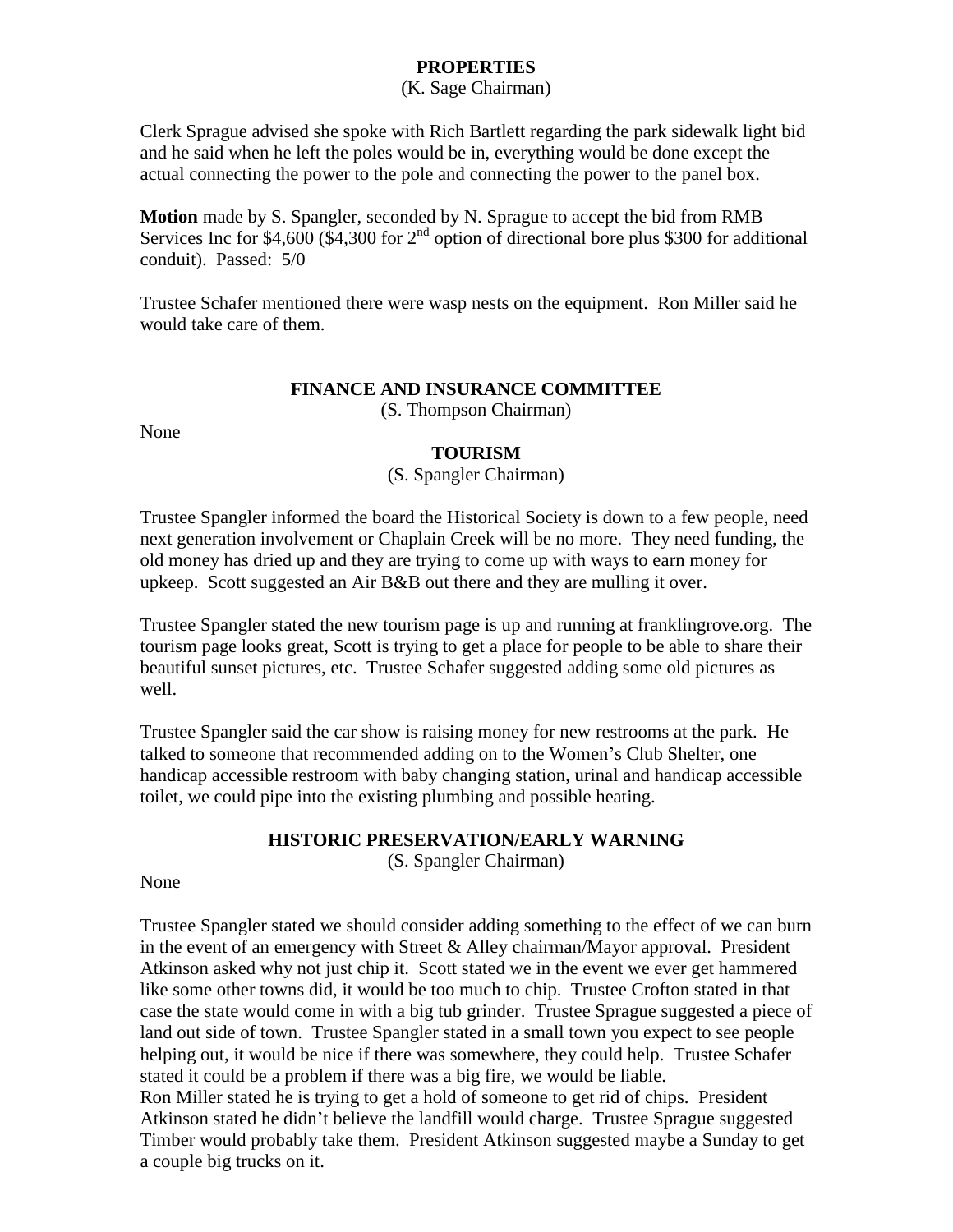## PROPERTIES

(K. Sage Chairman)

Clerk Sprague advised she spoke with Rich Bartlett regarding the park sidewalk light bid and he said when he left the poles would be in, everything would be done except the actual connecting the power to the pole and connecting the power to the panel box.

**Motion** made by S. Spangler, seconded by N. Sprague to accept the bid from RMB Services Inc for $4,600 ($4,300 for 2nd option of directional bore plus $300 for additional conduit). Passed: 5/0

Trustee Schafer mentioned there were wasp nests on the equipment. Ron Miller said he would take care of them.

## FINANCE AND INSURANCE COMMITTEE

(S. Thompson Chairman)

None

## TOURISM

(S. Spangler Chairman)

Trustee Spangler informed the board the Historical Society is down to a few people, need next generation involvement or Chaplain Creek will be no more. They need funding, the old money has dried up and they are trying to come up with ways to earn money for upkeep. Scott suggested an Air B&B out there and they are mulling it over.

Trustee Spangler stated the new tourism page is up and running at franklingrove.org. The tourism page looks great, Scott is trying to get a place for people to be able to share their beautiful sunset pictures, etc. Trustee Schafer suggested adding some old pictures as well.

Trustee Spangler said the car show is raising money for new restrooms at the park. He talked to someone that recommended adding on to the Women's Club Shelter, one handicap accessible restroom with baby changing station, urinal and handicap accessible toilet, we could pipe into the existing plumbing and possible heating.

## HISTORIC PRESERVATION/EARLY WARNING

(S. Spangler Chairman)

None

Trustee Spangler stated we should consider adding something to the effect of we can burn in the event of an emergency with Street & Alley chairman/Mayor approval. President Atkinson asked why not just chip it. Scott stated we in the event we ever get hammered like some other towns did, it would be too much to chip. Trustee Crofton stated in that case the state would come in with a big tub grinder. Trustee Sprague suggested a piece of land out side of town. Trustee Spangler stated in a small town you expect to see people helping out, it would be nice if there was somewhere, they could help. Trustee Schafer stated it could be a problem if there was a big fire, we would be liable.
Ron Miller stated he is trying to get a hold of someone to get rid of chips. President Atkinson stated he didn't believe the landfill would charge. Trustee Sprague suggested Timber would probably take them. President Atkinson suggested maybe a Sunday to get a couple big trucks on it.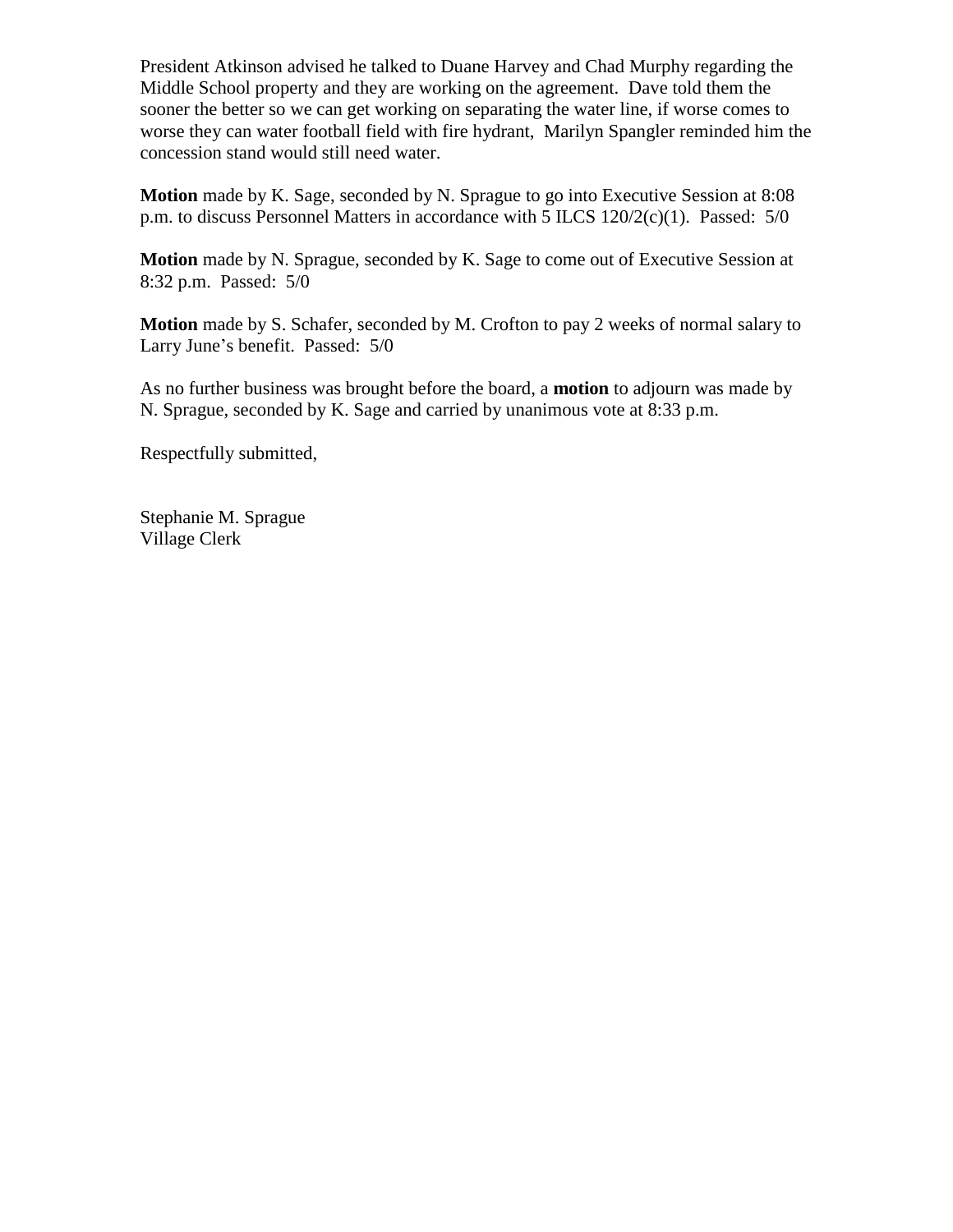President Atkinson advised he talked to Duane Harvey and Chad Murphy regarding the Middle School property and they are working on the agreement. Dave told them the sooner the better so we can get working on separating the water line, if worse comes to worse they can water football field with fire hydrant, Marilyn Spangler reminded him the concession stand would still need water.

**Motion** made by K. Sage, seconded by N. Sprague to go into Executive Session at 8:08 p.m. to discuss Personnel Matters in accordance with 5 ILCS 120/2(c)(1). Passed: 5/0

**Motion** made by N. Sprague, seconded by K. Sage to come out of Executive Session at 8:32 p.m. Passed: 5/0

**Motion** made by S. Schafer, seconded by M. Crofton to pay 2 weeks of normal salary to Larry June's benefit. Passed: 5/0

As no further business was brought before the board, a **motion** to adjourn was made by N. Sprague, seconded by K. Sage and carried by unanimous vote at 8:33 p.m.

Respectfully submitted,

Stephanie M. Sprague
Village Clerk